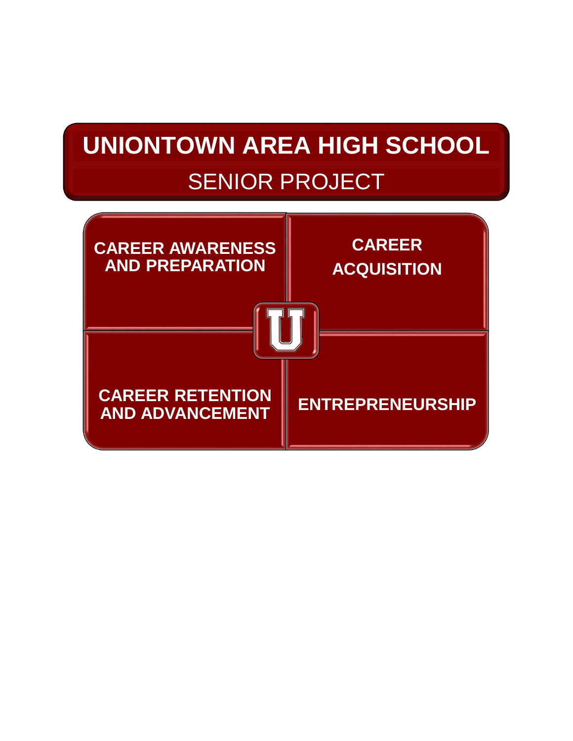# UNIONTOWN AREA HIGH SCHOOL

## SENIOR PROJECT

**CAREER AWARENESS AND PREPARATION**

**CAREER ACQUISITION**

**CAREER RETENTION AND ADVANCEMENT**

**ENTREPRENEURSHIP**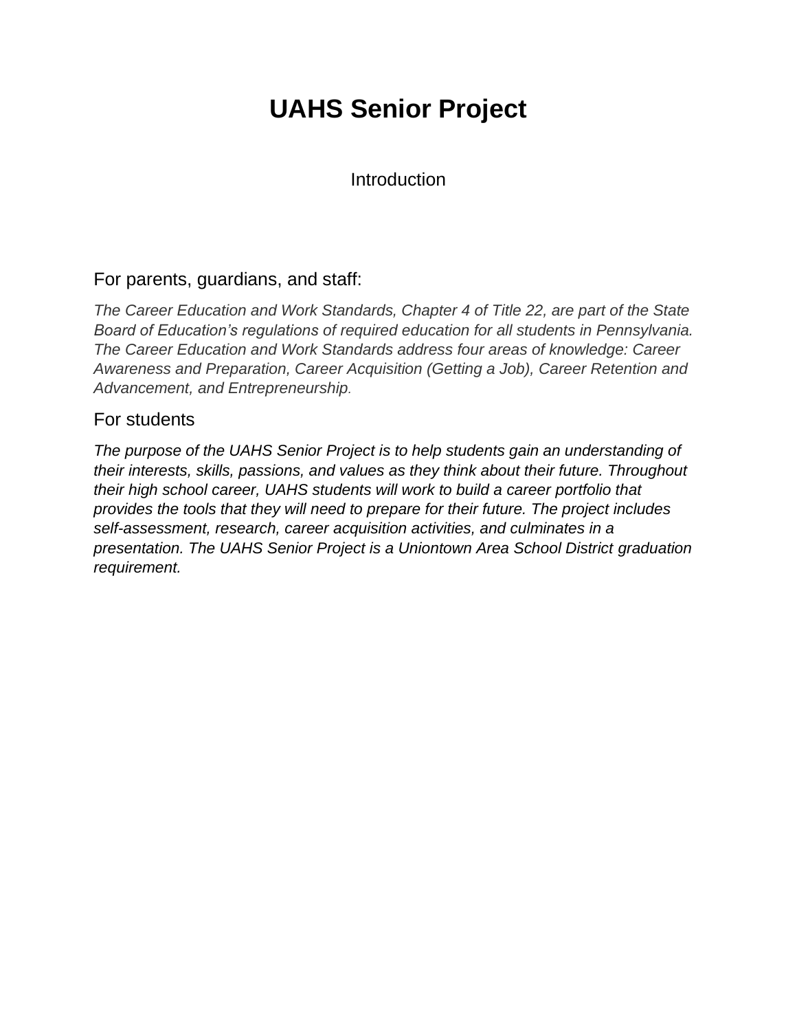# UAHS Senior Project

Introduction

## For parents, guardians, and staff:

*The Career Education and Work Standards, Chapter 4 of Title 22, are part of the State Board of Education's regulations of required education for all students in Pennsylvania. The Career Education and Work Standards address four areas of knowledge: Career Awareness and Preparation, Career Acquisition (Getting a Job), Career Retention and Advancement, and Entrepreneurship.*

## For students

*The purpose of the UAHS Senior Project is to help students gain an understanding of their interests, skills, passions, and values as they think about their future. Throughout their high school career, UAHS students will work to build a career portfolio that provides the tools that they will need to prepare for their future. The project includes self-assessment, research, career acquisition activities, and culminates in a presentation. The UAHS Senior Project is a Uniontown Area School District graduation requirement.*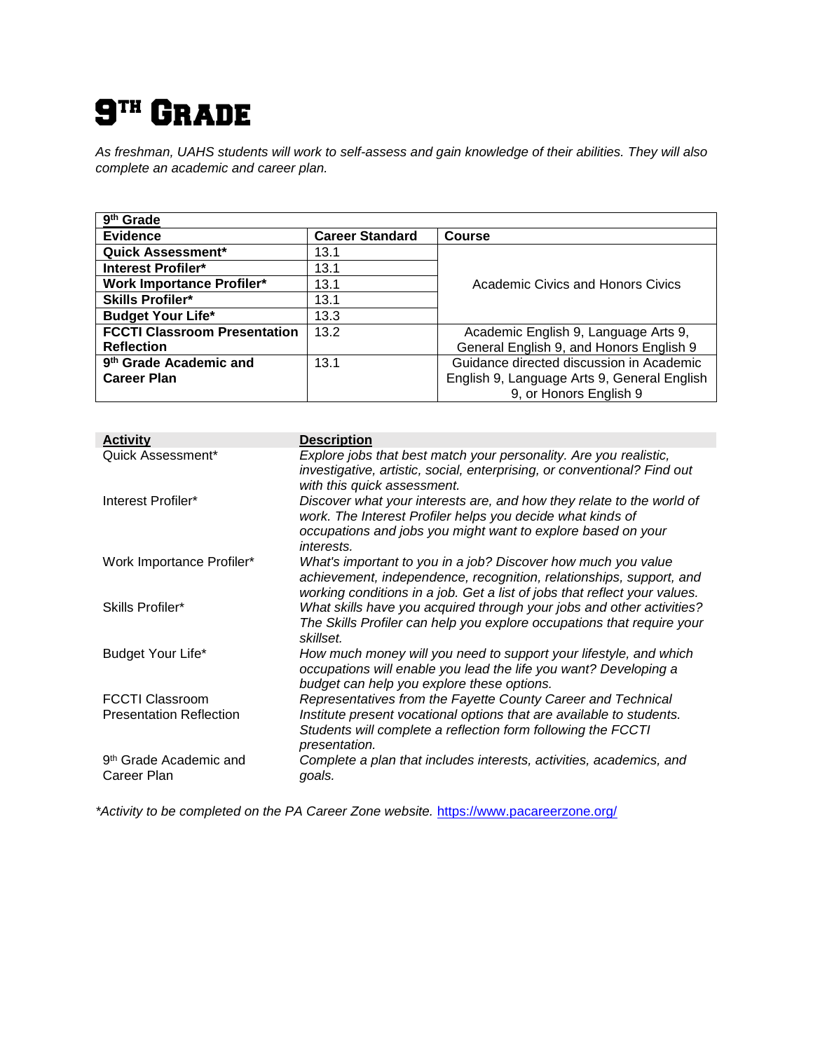# 9TH GRADE

*As freshman, UAHS students will work to self-assess and gain knowledge of their abilities. They will also complete an academic and career plan.*

| 9th Grade | | |
|---|---|---|
| **Evidence** | **Career Standard** | **Course** |
| **Quick Assessment*** | 13.1 | Academic Civics and Honors Civics |
| **Interest Profiler*** | 13.1 | |
| **Work Importance Profiler*** | 13.1 | |
| **Skills Profiler*** | 13.1 | |
| **Budget Your Life*** | 13.3 | |
| **FCCTI Classroom Presentation Reflection** | 13.2 | Academic English 9, Language Arts 9, General English 9, and Honors English 9 |
| **9th Grade Academic and Career Plan** | 13.1 | Guidance directed discussion in Academic English 9, Language Arts 9, General English 9, or Honors English 9 |

| **Activity** | **Description** |
|---|---|
| Quick Assessment* | *Explore jobs that best match your personality. Are you realistic, investigative, artistic, social, enterprising, or conventional? Find out with this quick assessment.* |
| Interest Profiler* | *Discover what your interests are, and how they relate to the world of work. The Interest Profiler helps you decide what kinds of occupations and jobs you might want to explore based on your interests.* |
| Work Importance Profiler* | *What's important to you in a job? Discover how much you value achievement, independence, recognition, relationships, support, and working conditions in a job. Get a list of jobs that reflect your values.* |
| Skills Profiler* | *What skills have you acquired through your jobs and other activities? The Skills Profiler can help you explore occupations that require your skillset.* |
| Budget Your Life* | *How much money will you need to support your lifestyle, and which occupations will enable you lead the life you want? Developing a budget can help you explore these options.* |
| FCCTI Classroom Presentation Reflection | *Representatives from the Fayette County Career and Technical Institute present vocational options that are available to students. Students will complete a reflection form following the FCCTI presentation.* |
| 9th Grade Academic and Career Plan | *Complete a plan that includes interests, activities, academics, and goals.* |

**Activity to be completed on the PA Career Zone website.* [https://www.pacareerzone.org/](https://www.pacareerzone.org/)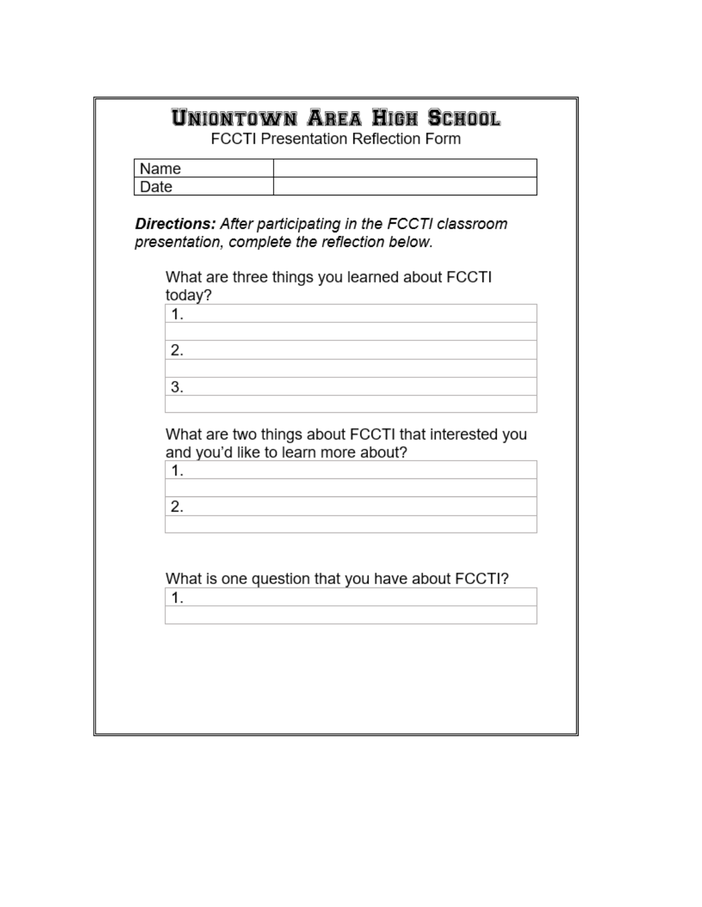# Uniontown Area High School

FCCTI Presentation Reflection Form

| Name | |
|---|---|
| Date | |

***Directions:*** *After participating in the FCCTI classroom presentation, complete the reflection below.*

What are three things you learned about FCCTI today?

| 1. |
|---|
| |
| 2. |
| |
| 3. |
| |

What are two things about FCCTI that interested you and you'd like to learn more about?

| 1. |
|---|
| |
| 2. |
| |

What is one question that you have about FCCTI?

| 1. |
|---|
| |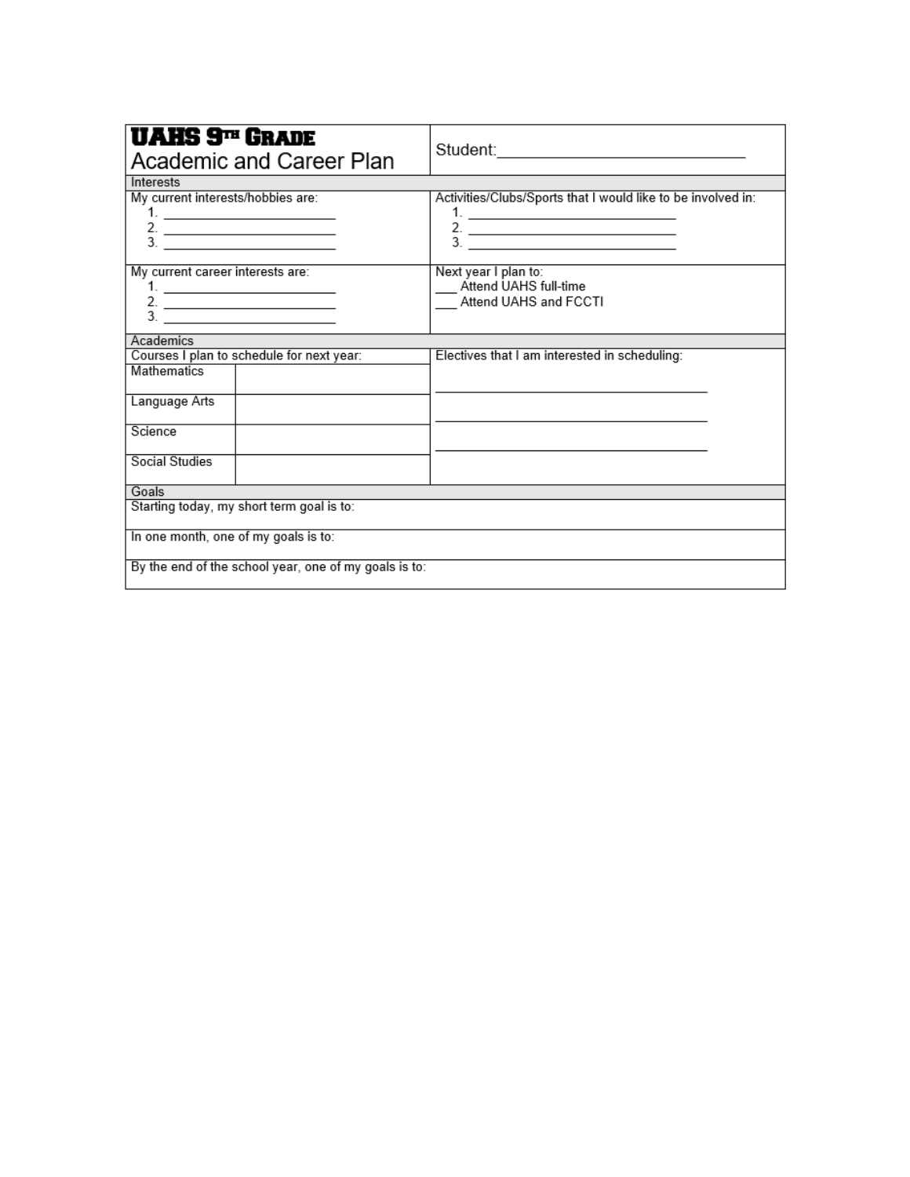# UAHS 9th Grade

## Academic and Career Plan

Student:____________________________

**Interests**

My current interests/hobbies are:

1. ________________________
2. ________________________
3. ________________________

Activities/Clubs/Sports that I would like to be involved in:

1. ______________________________
2. ______________________________
3. ______________________________

My current career interests are:

1. ________________________
2. ________________________
3. ________________________

Next year I plan to:

___ Attend UAHS full-time
___ Attend UAHS and FCCTI

**Academics**

Courses I plan to schedule for next year:

| Subject | Course |
| --- | --- |
| Mathematics | |
| Language Arts | |
| Science | |
| Social Studies | |

Electives that I am interested in scheduling:

________________________________________

________________________________________

________________________________________

**Goals**

Starting today, my short term goal is to:

In one month, one of my goals is to:

By the end of the school year, one of my goals is to: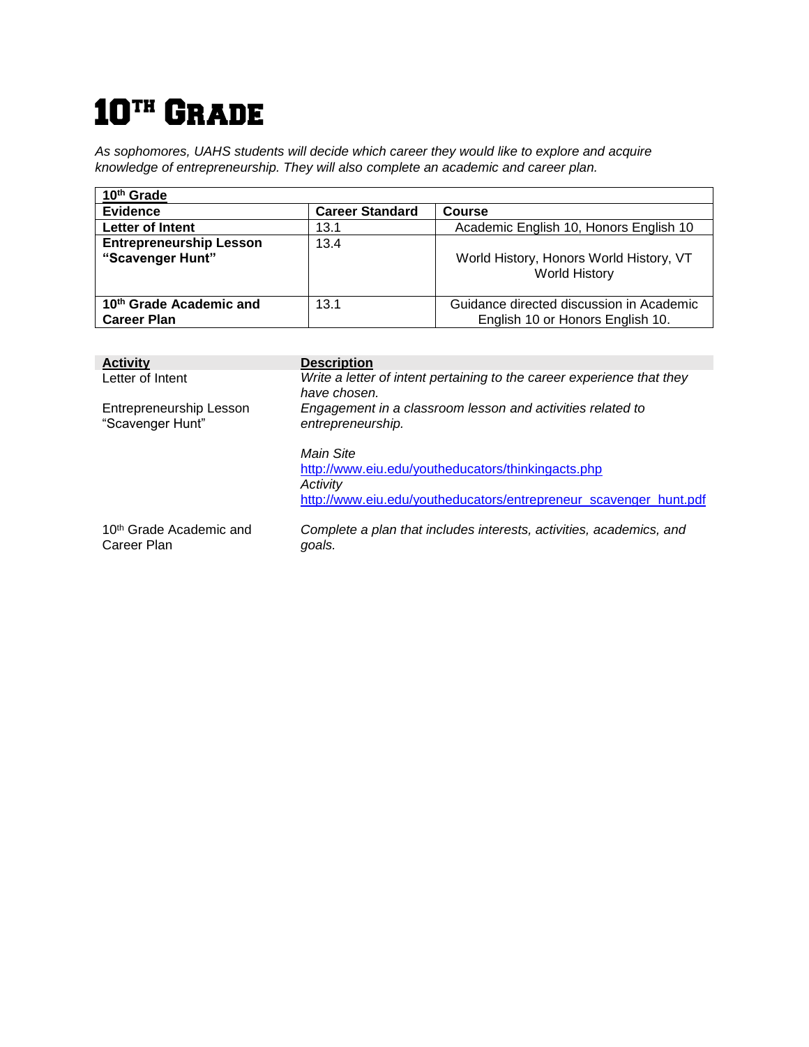# 10th Grade

*As sophomores, UAHS students will decide which career they would like to explore and acquire knowledge of entrepreneurship. They will also complete an academic and career plan.*

| 10th Grade | | |
|---|---|---|
| **Evidence** | **Career Standard** | **Course** |
| **Letter of Intent** | 13.1 | Academic English 10, Honors English 10 |
| **Entrepreneurship Lesson "Scavenger Hunt"** | 13.4 | World History, Honors World History, VT World History |
| **10th Grade Academic and Career Plan** | 13.1 | Guidance directed discussion in Academic English 10 or Honors English 10. |

| Activity | Description |
|---|---|
| Letter of Intent | *Write a letter of intent pertaining to the career experience that they have chosen.* |
| Entrepreneurship Lesson "Scavenger Hunt" | *Engagement in a classroom lesson and activities related to entrepreneurship.*<br><br>*Main Site*<br>http://www.eiu.edu/youtheducators/thinkingacts.php<br>*Activity*<br>http://www.eiu.edu/youtheducators/entrepreneur_scavenger_hunt.pdf |
| 10th Grade Academic and Career Plan | *Complete a plan that includes interests, activities, academics, and goals.* |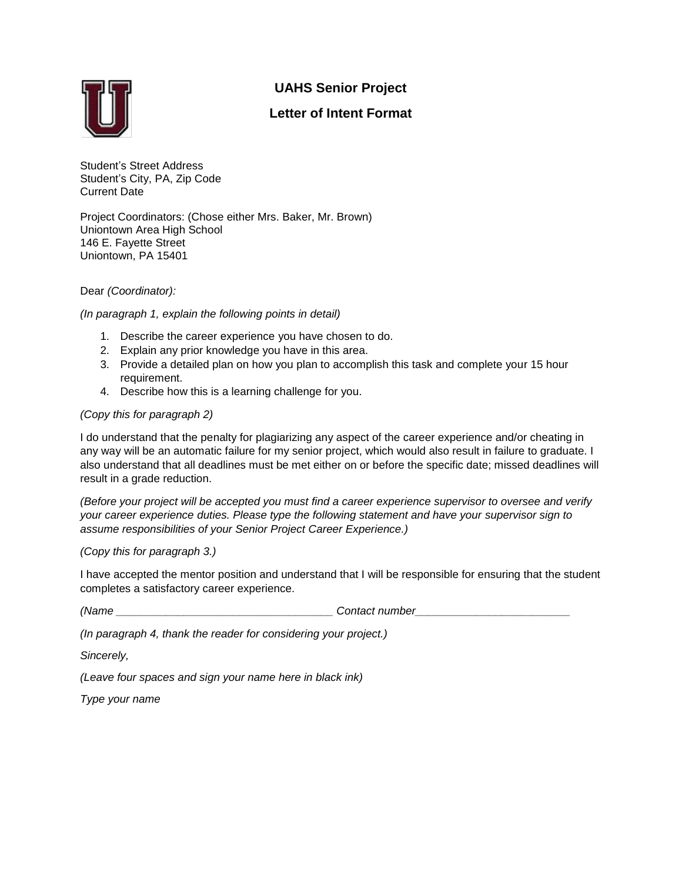## UAHS Senior Project

## Letter of Intent Format

Student's Street Address
Student's City, PA, Zip Code
Current Date

Project Coordinators: (Chose either Mrs. Baker, Mr. Brown)
Uniontown Area High School
146 E. Fayette Street
Uniontown, PA 15401

Dear *(Coordinator):*

*(In paragraph 1, explain the following points in detail)*

1. Describe the career experience you have chosen to do.
2. Explain any prior knowledge you have in this area.
3. Provide a detailed plan on how you plan to accomplish this task and complete your 15 hour requirement.
4. Describe how this is a learning challenge for you.

*(Copy this for paragraph 2)*

I do understand that the penalty for plagiarizing any aspect of the career experience and/or cheating in any way will be an automatic failure for my senior project, which would also result in failure to graduate. I also understand that all deadlines must be met either on or before the specific date; missed deadlines will result in a grade reduction.

*(Before your project will be accepted you must find a career experience supervisor to oversee and verify your career experience duties. Please type the following statement and have your supervisor sign to assume responsibilities of your Senior Project Career Experience.)*

*(Copy this for paragraph 3.)*

I have accepted the mentor position and understand that I will be responsible for ensuring that the student completes a satisfactory career experience.

*(Name ___________________________________ Contact number________________________*

*(In paragraph 4, thank the reader for considering your project.)*

*Sincerely,*

*(Leave four spaces and sign your name here in black ink)*

*Type your name*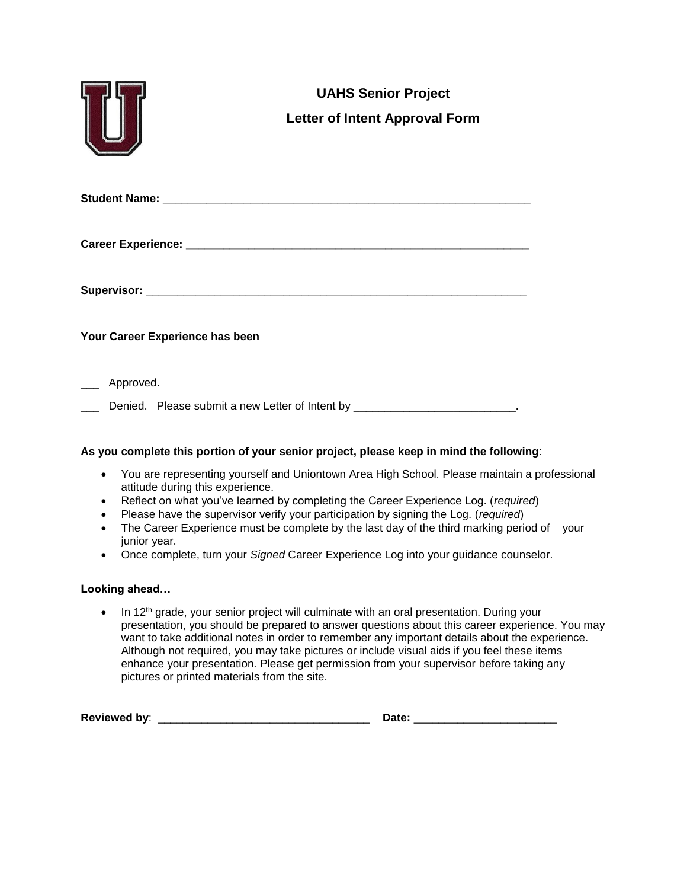# UAHS Senior Project

## Letter of Intent Approval Form

**Student Name:** ____________________________________________________________

**Career Experience:** ________________________________________________________

**Supervisor:** _______________________________________________________________

**Your Career Experience has been**

___ Approved.

___ Denied. Please submit a new Letter of Intent by _________________________.

**As you complete this portion of your senior project, please keep in mind the following**:

- You are representing yourself and Uniontown Area High School. Please maintain a professional attitude during this experience.
- Reflect on what you've learned by completing the Career Experience Log. (*required*)
- Please have the supervisor verify your participation by signing the Log. (*required*)
- The Career Experience must be complete by the last day of the third marking period of your junior year.
- Once complete, turn your *Signed* Career Experience Log into your guidance counselor.

**Looking ahead…**

- In 12th grade, your senior project will culminate with an oral presentation. During your presentation, you should be prepared to answer questions about this career experience. You may want to take additional notes in order to remember any important details about the experience. Although not required, you may take pictures or include visual aids if you feel these items enhance your presentation. Please get permission from your supervisor before taking any pictures or printed materials from the site.

**Reviewed by**: __________________________________ **Date:** ______________________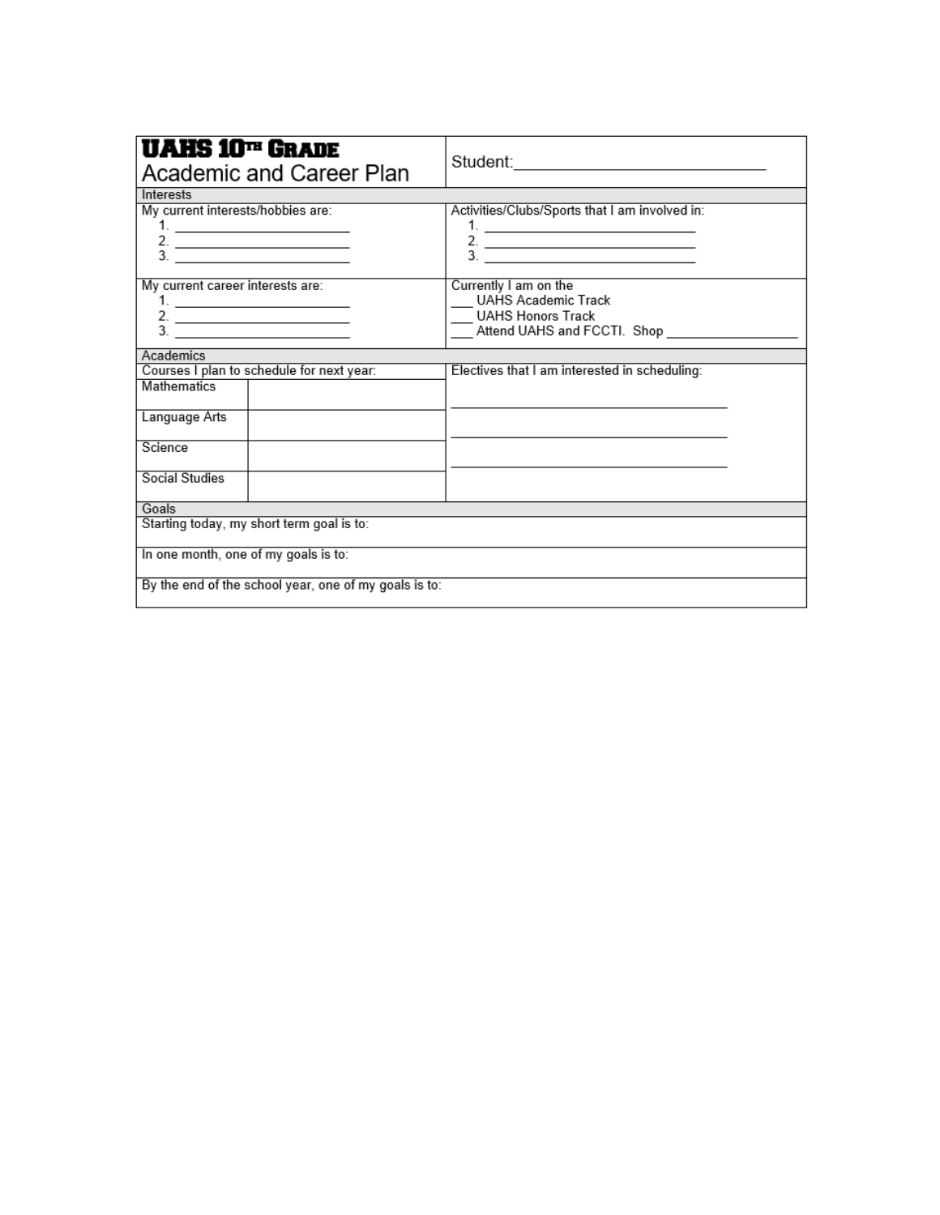# UAHS 10th Grade

## Academic and Career Plan

Student:____________________________

### Interests

| My current interests/hobbies are: | Activities/Clubs/Sports that I am involved in: |
|---|---|
| 1. ______________________<br>2. ______________________<br>3. ______________________ | 1. ____________________________<br>2. ____________________________<br>3. ____________________________ |
| **My current career interests are:**<br>1. ______________________<br>2. ______________________<br>3. ______________________ | **Currently I am on the**<br>___ UAHS Academic Track<br>___ UAHS Honors Track<br>___ Attend UAHS and FCCTI. Shop __________________ |

### Academics

| Courses I plan to schedule for next year: | | Electives that I am interested in scheduling: |
|---|---|---|
| Mathematics | | ____________________________________ |
| Language Arts | | ____________________________________ |
| Science | | ____________________________________ |
| Social Studies | | |

### Goals

Starting today, my short term goal is to:

In one month, one of my goals is to:

By the end of the school year, one of my goals is to: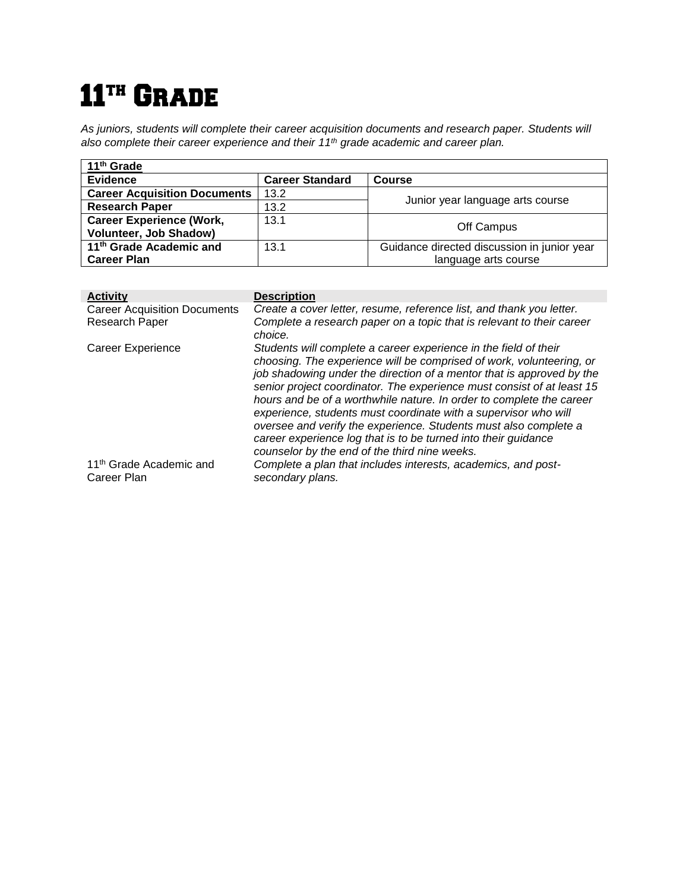# 11th Grade

*As juniors, students will complete their career acquisition documents and research paper. Students will also complete their career experience and their 11th grade academic and career plan.*

| 11th Grade | | |
|---|---|---|
| **Evidence** | **Career Standard** | **Course** |
| **Career Acquisition Documents** | 13.2 | Junior year language arts course |
| **Research Paper** | 13.2 | |
| **Career Experience (Work, Volunteer, Job Shadow)** | 13.1 | Off Campus |
| **11th Grade Academic and Career Plan** | 13.1 | Guidance directed discussion in junior year language arts course |

| Activity | Description |
|---|---|
| Career Acquisition Documents | *Create a cover letter, resume, reference list, and thank you letter.* |
| Research Paper | *Complete a research paper on a topic that is relevant to their career choice.* |
| Career Experience | *Students will complete a career experience in the field of their choosing. The experience will be comprised of work, volunteering, or job shadowing under the direction of a mentor that is approved by the senior project coordinator. The experience must consist of at least 15 hours and be of a worthwhile nature. In order to complete the career experience, students must coordinate with a supervisor who will oversee and verify the experience. Students must also complete a career experience log that is to be turned into their guidance counselor by the end of the third nine weeks.* |
| 11th Grade Academic and Career Plan | *Complete a plan that includes interests, academics, and post-secondary plans.* |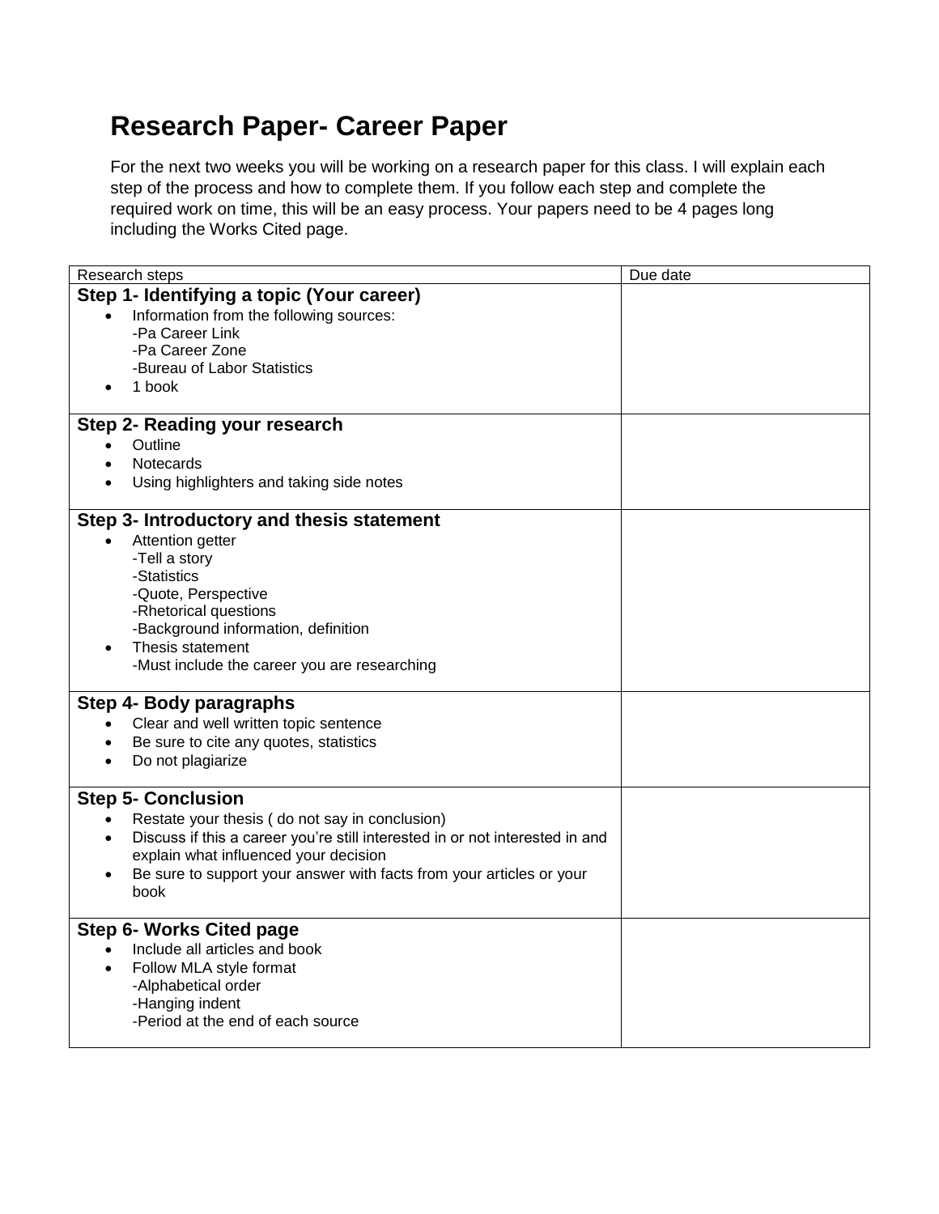# Research Paper- Career Paper

For the next two weeks you will be working on a research paper for this class. I will explain each step of the process and how to complete them. If you follow each step and complete the required work on time, this will be an easy process. Your papers need to be 4 pages long including the Works Cited page.

| Research steps | Due date |
|---|---|
| **Step 1- Identifying a topic (Your career)**<br>• Information from the following sources:<br>-Pa Career Link<br>-Pa Career Zone<br>-Bureau of Labor Statistics<br>• 1 book | |
| **Step 2- Reading your research**<br>• Outline<br>• Notecards<br>• Using highlighters and taking side notes | |
| **Step 3- Introductory and thesis statement**<br>• Attention getter<br>-Tell a story<br>-Statistics<br>-Quote, Perspective<br>-Rhetorical questions<br>-Background information, definition<br>• Thesis statement<br>-Must include the career you are researching | |
| **Step 4- Body paragraphs**<br>• Clear and well written topic sentence<br>• Be sure to cite any quotes, statistics<br>• Do not plagiarize | |
| **Step 5- Conclusion**<br>• Restate your thesis ( do not say in conclusion)<br>• Discuss if this a career you're still interested in or not interested in and explain what influenced your decision<br>• Be sure to support your answer with facts from your articles or your book | |
| **Step 6- Works Cited page**<br>• Include all articles and book<br>• Follow MLA style format<br>-Alphabetical order<br>-Hanging indent<br>-Period at the end of each source | |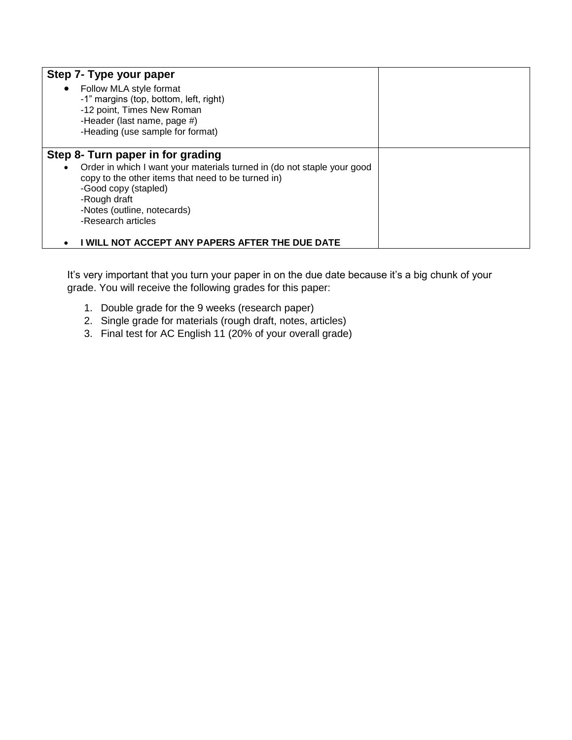| **Step 7- Type your paper**<br>• Follow MLA style format<br>-1" margins (top, bottom, left, right)<br>-12 point, Times New Roman<br>-Header (last name, page #)<br>-Heading (use sample for format) | |
|---|---|
| **Step 8- Turn paper in for grading**<br>• Order in which I want your materials turned in (do not staple your good copy to the other items that need to be turned in)<br>-Good copy (stapled)<br>-Rough draft<br>-Notes (outline, notecards)<br>-Research articles<br><br>• **I WILL NOT ACCEPT ANY PAPERS AFTER THE DUE DATE** | |

It's very important that you turn your paper in on the due date because it's a big chunk of your grade. You will receive the following grades for this paper:

1. Double grade for the 9 weeks (research paper)
2. Single grade for materials (rough draft, notes, articles)
3. Final test for AC English 11 (20% of your overall grade)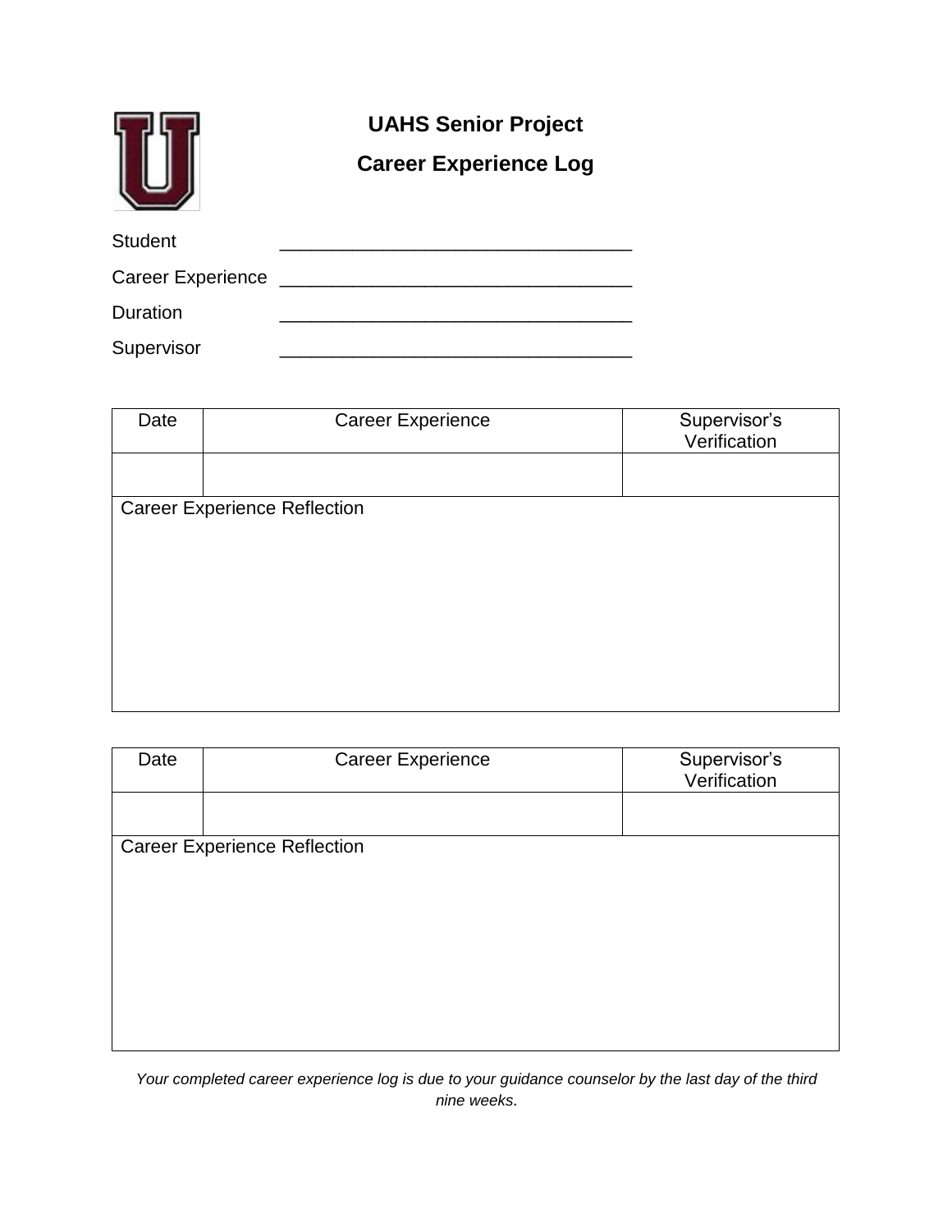# UAHS Senior Project

## Career Experience Log

Student ___________________________________

Career Experience ___________________________________

Duration ___________________________________

Supervisor ___________________________________

| Date | Career Experience | Supervisor's Verification |
|---|---|---|
| | | |
| Career Experience Reflection | | |

| Date | Career Experience | Supervisor's Verification |
|---|---|---|
| | | |
| Career Experience Reflection | | |

*Your completed career experience log is due to your guidance counselor by the last day of the third nine weeks.*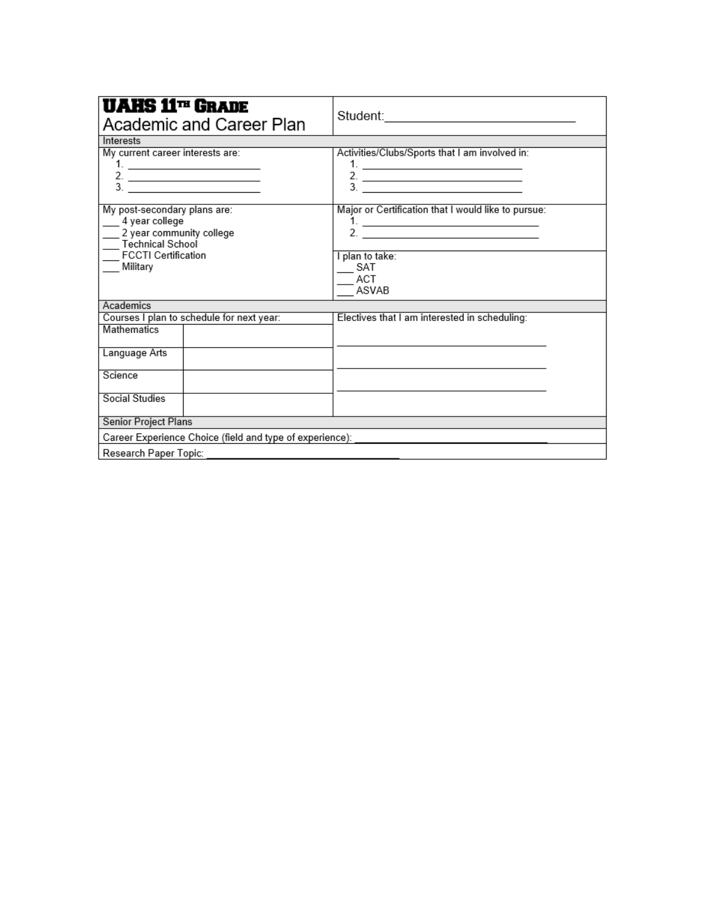# UAHS 11th Grade Academic and Career Plan

Student:______________________________

## Interests

My current career interests are:

1. ________________________
2. ________________________
3. ________________________

Activities/Clubs/Sports that I am involved in:

1. ____________________________
2. ____________________________
3. ____________________________

My post-secondary plans are:

___ 4 year college
___ 2 year community college
___ Technical School
___ FCCTI Certification
___ Military

Major or Certification that I would like to pursue:

1. ______________________________
2. ______________________________

I plan to take:

___ SAT
___ ACT
___ ASVAB

## Academics

Courses I plan to schedule for next year:

| Subject | Course |
|---|---|
| Mathematics | |
| Language Arts | |
| Science | |
| Social Studies | |

Electives that I am interested in scheduling:

____________________________________

____________________________________

____________________________________

## Senior Project Plans

Career Experience Choice (field and type of experience): ____________________________________

Research Paper Topic: ____________________________________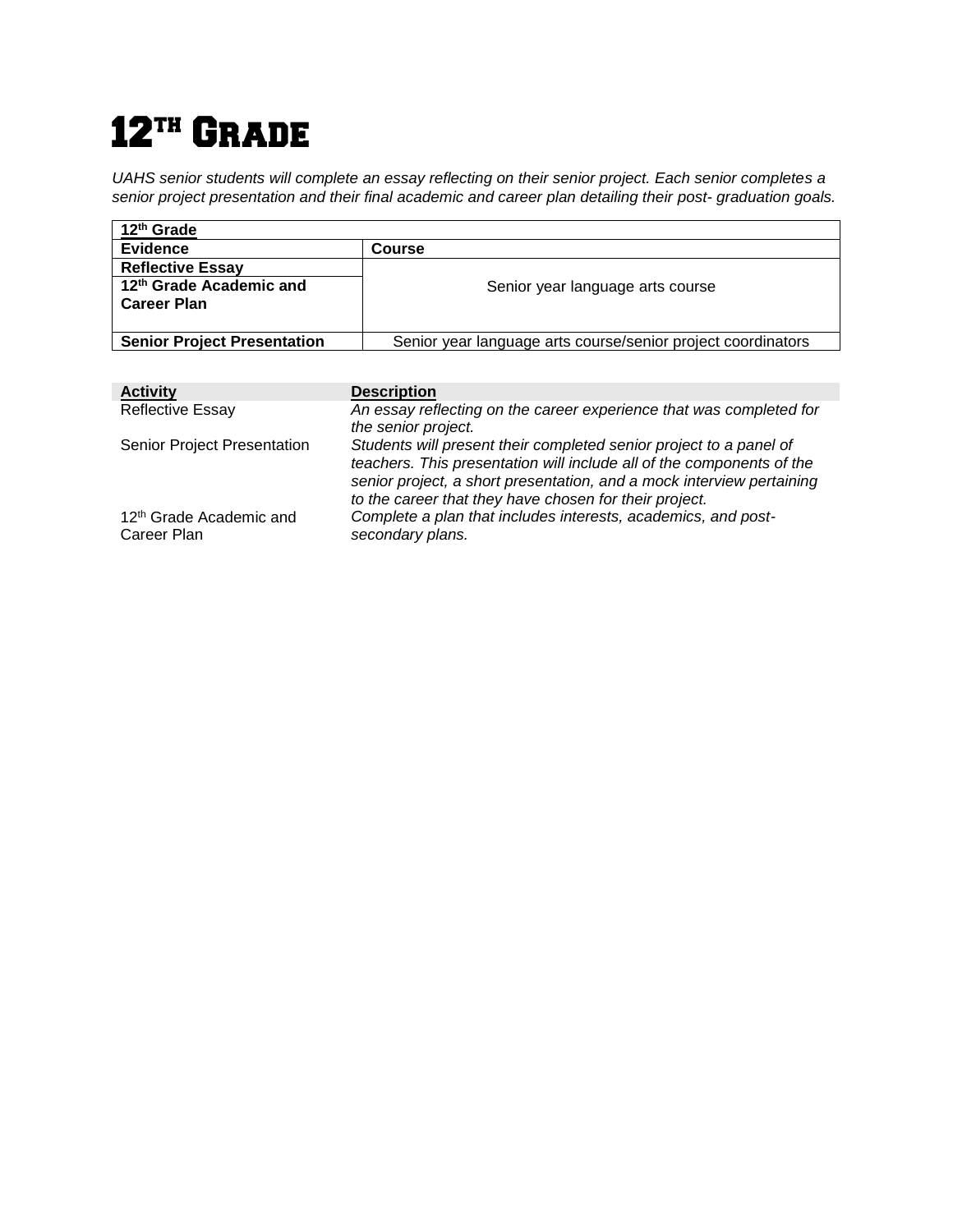# 12th Grade

*UAHS senior students will complete an essay reflecting on their senior project. Each senior completes a senior project presentation and their final academic and career plan detailing their post- graduation goals.*

| 12th Grade | |
|---|---|
| **Evidence** | **Course** |
| **Reflective Essay** | Senior year language arts course |
| **12th Grade Academic and Career Plan** | |
| **Senior Project Presentation** | Senior year language arts course/senior project coordinators |

| Activity | Description |
|---|---|
| Reflective Essay | *An essay reflecting on the career experience that was completed for the senior project.* |
| Senior Project Presentation | *Students will present their completed senior project to a panel of teachers. This presentation will include all of the components of the senior project, a short presentation, and a mock interview pertaining to the career that they have chosen for their project.* |
| 12th Grade Academic and Career Plan | *Complete a plan that includes interests, academics, and post-secondary plans.* |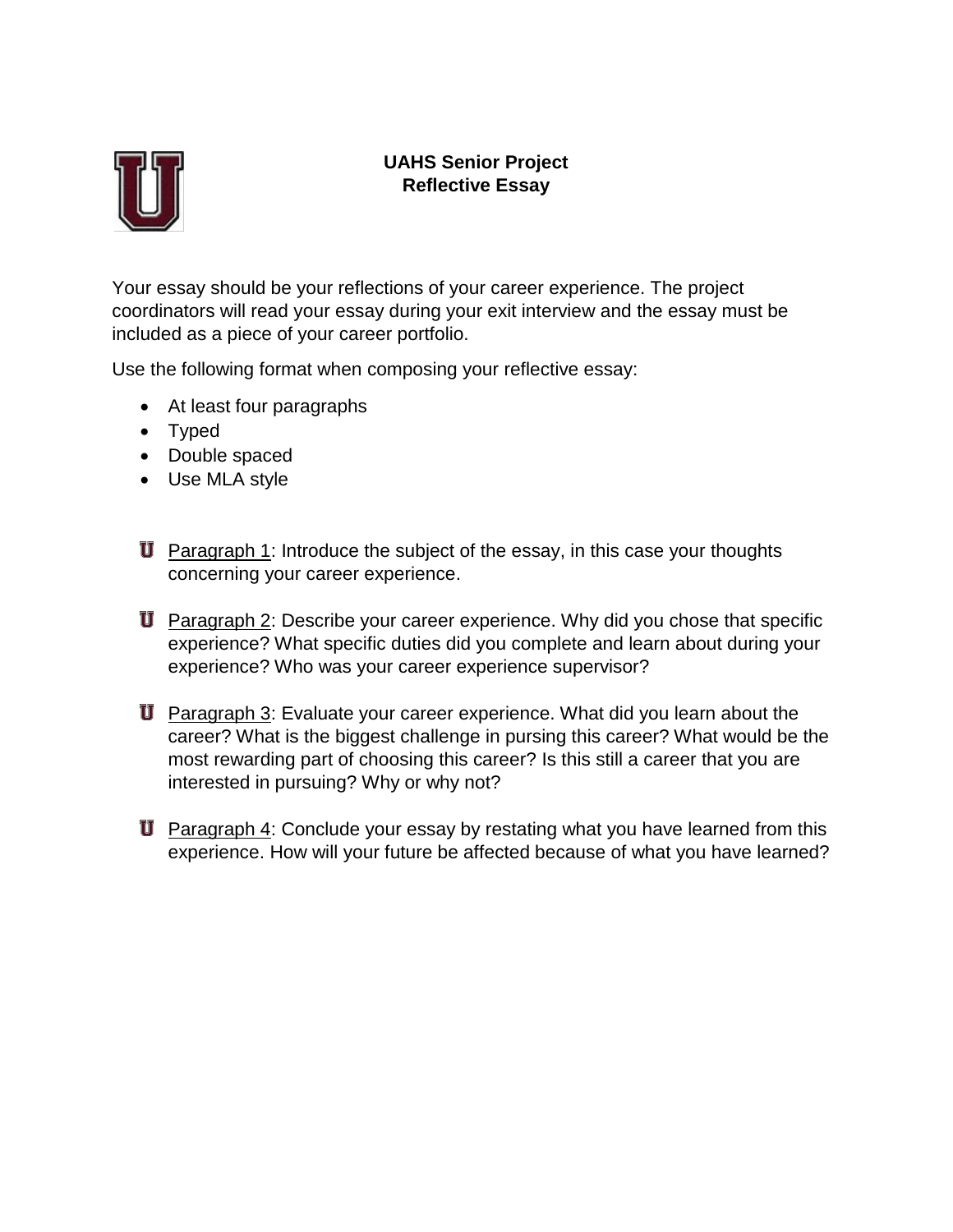**UAHS Senior Project**
**Reflective Essay**

Your essay should be your reflections of your career experience. The project coordinators will read your essay during your exit interview and the essay must be included as a piece of your career portfolio.

Use the following format when composing your reflective essay:

- At least four paragraphs
- Typed
- Double spaced
- Use MLA style

- Paragraph 1: Introduce the subject of the essay, in this case your thoughts concerning your career experience.

- Paragraph 2: Describe your career experience. Why did you chose that specific experience? What specific duties did you complete and learn about during your experience? Who was your career experience supervisor?

- Paragraph 3: Evaluate your career experience. What did you learn about the career? What is the biggest challenge in pursing this career? What would be the most rewarding part of choosing this career? Is this still a career that you are interested in pursuing? Why or why not?

- Paragraph 4: Conclude your essay by restating what you have learned from this experience. How will your future be affected because of what you have learned?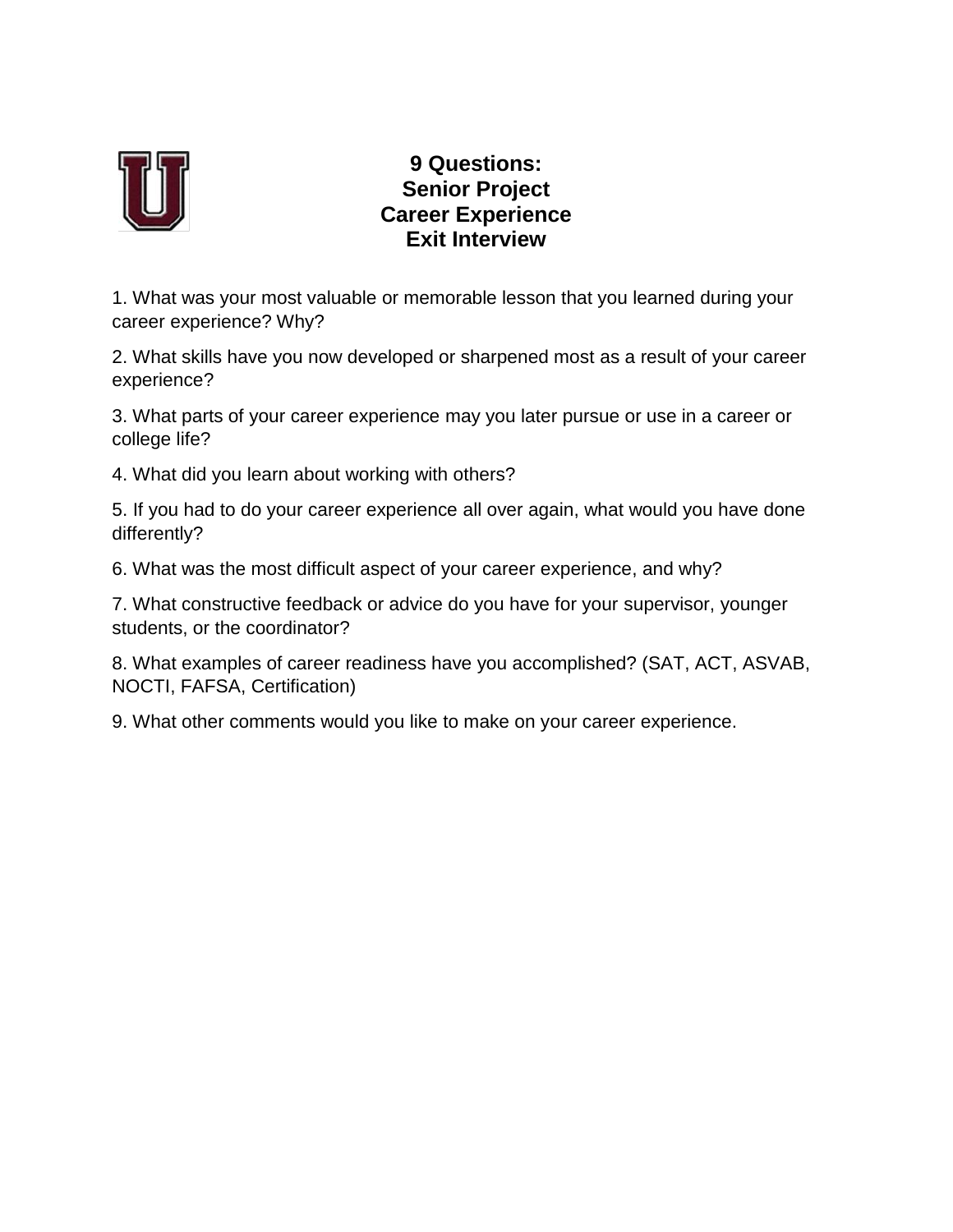# 9 Questions:
# Senior Project
# Career Experience
# Exit Interview

1. What was your most valuable or memorable lesson that you learned during your career experience? Why?

2. What skills have you now developed or sharpened most as a result of your career experience?

3. What parts of your career experience may you later pursue or use in a career or college life?

4. What did you learn about working with others?

5. If you had to do your career experience all over again, what would you have done differently?

6. What was the most difficult aspect of your career experience, and why?

7. What constructive feedback or advice do you have for your supervisor, younger students, or the coordinator?

8. What examples of career readiness have you accomplished? (SAT, ACT, ASVAB, NOCTI, FAFSA, Certification)

9. What other comments would you like to make on your career experience.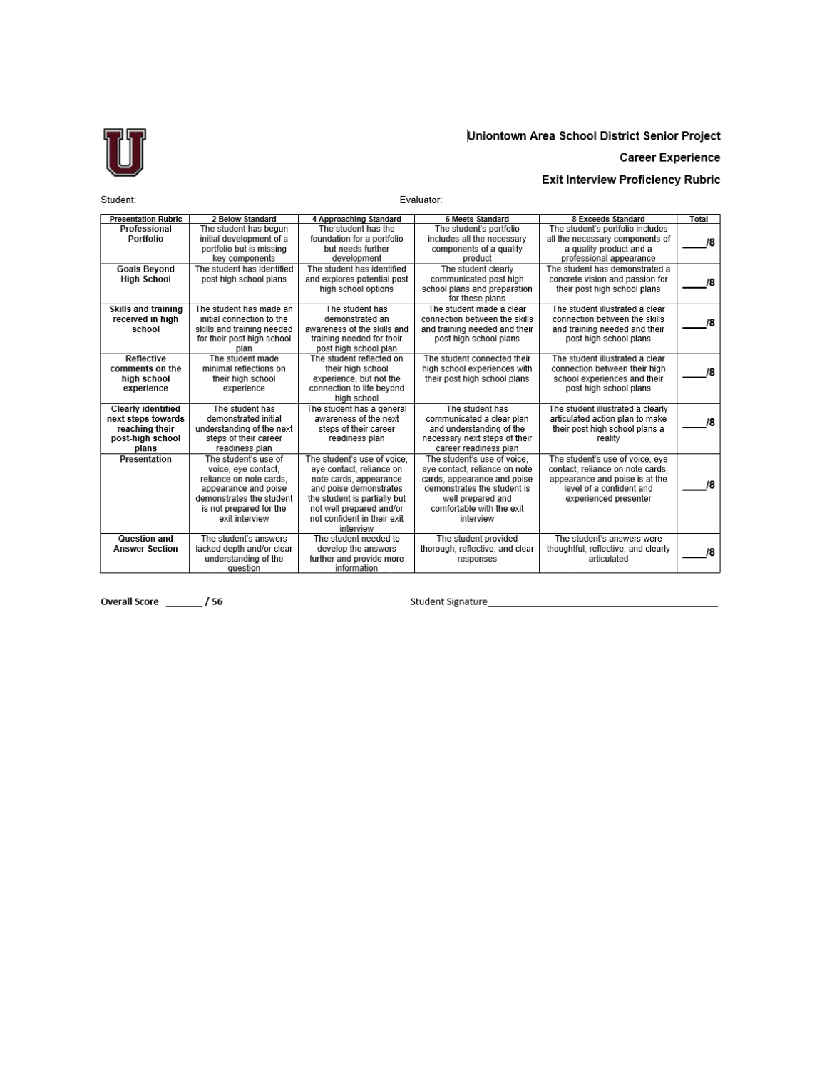**Uniontown Area School District Senior Project**

**Career Experience**

**Exit Interview Proficiency Rubric**

Student: ______________________________ Evaluator: ______________________________

| Presentation Rubric | 2 Below Standard | 4 Approaching Standard | 6 Meets Standard | 8 Exceeds Standard | Total |
|---|---|---|---|---|---|
| **Professional Portfolio** | The student has begun initial development of a portfolio but is missing key components | The student has the foundation for a portfolio but needs further development | The student's portfolio includes all the necessary components of a quality product | The student's portfolio includes all the necessary components of a quality product and a professional appearance | ____/8 |
| **Goals Beyond High School** | The student has identified post high school plans | The student has identified and explores potential post high school options | The student clearly communicated post high school plans and preparation for these plans | The student has demonstrated a concrete vision and passion for their post high school plans | ____/8 |
| **Skills and training received in high school** | The student has made an initial connection to the skills and training needed for their post high school plan | The student has demonstrated an awareness of the skills and training needed for their post high school plan | The student made a clear connection between the skills and training needed and their post high school plans | The student illustrated a clear connection between the skills and training needed and their post high school plans | ____/8 |
| **Reflective comments on the high school experience** | The student made minimal reflections on their high school experience | The student reflected on their high school experience, but not the connection to life beyond high school | The student connected their high school experiences with their post high school plans | The student illustrated a clear connection between their high school experiences and their post high school plans | ____/8 |
| **Clearly identified next steps towards reaching their post-high school plans** | The student has demonstrated initial understanding of the next steps of their career readiness plan | The student has a general awareness of the next steps of their career readiness plan | The student has communicated a clear plan and understanding of the necessary next steps of their career readiness plan | The student illustrated a clearly articulated action plan to make their post high school plans a reality | ____/8 |
| **Presentation** | The student's use of voice, eye contact, reliance on note cards, appearance and poise demonstrates the student is not prepared for the exit interview | The student's use of voice, eye contact, reliance on note cards, appearance and poise demonstrates the student is partially but not well prepared and/or not confident in their exit interview | The student's use of voice, eye contact, reliance on note cards, appearance and poise demonstrates the student is well prepared and comfortable with the exit interview | The student's use of voice, eye contact, reliance on note cards, appearance and poise is at the level of a confident and experienced presenter | ____/8 |
| **Question and Answer Section** | The student's answers lacked depth and/or clear understanding of the question | The student needed to develop the answers further and provide more information | The student provided thorough, reflective, and clear responses | The student's answers were thoughtful, reflective, and clearly articulated | ____/8 |

**Overall Score** _______ **/ 56**

Student Signature______________________________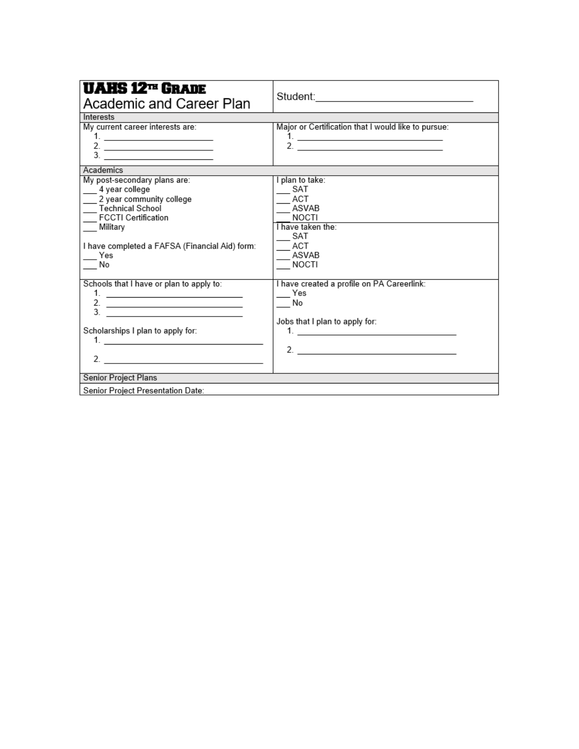# UAHS 12TH GRADE Academic and Career Plan

Student:_____________________________

## Interests

My current career interests are:

1. ______________________
2. ______________________
3. ______________________

Major or Certification that I would like to pursue:

1. ______________________________
2. ______________________________

## Academics

My post-secondary plans are:

___ 4 year college
___ 2 year community college
___ Technical School
___ FCCTI Certification
___ Military

I have completed a FAFSA (Financial Aid) form:

___ Yes
___ No

I plan to take:

___ SAT
___ ACT
___ ASVAB
___ NOCTI

I have taken the:

___ SAT
___ ACT
___ ASVAB
___ NOCTI

Schools that I have or plan to apply to:

1. ___________________________
2. ___________________________
3. ___________________________

Scholarships I plan to apply for:

1. _________________________________
2. _________________________________

I have created a profile on PA Careerlink:

___ Yes
___ No

Jobs that I plan to apply for:

1. _________________________________
2. _________________________________

## Senior Project Plans

Senior Project Presentation Date: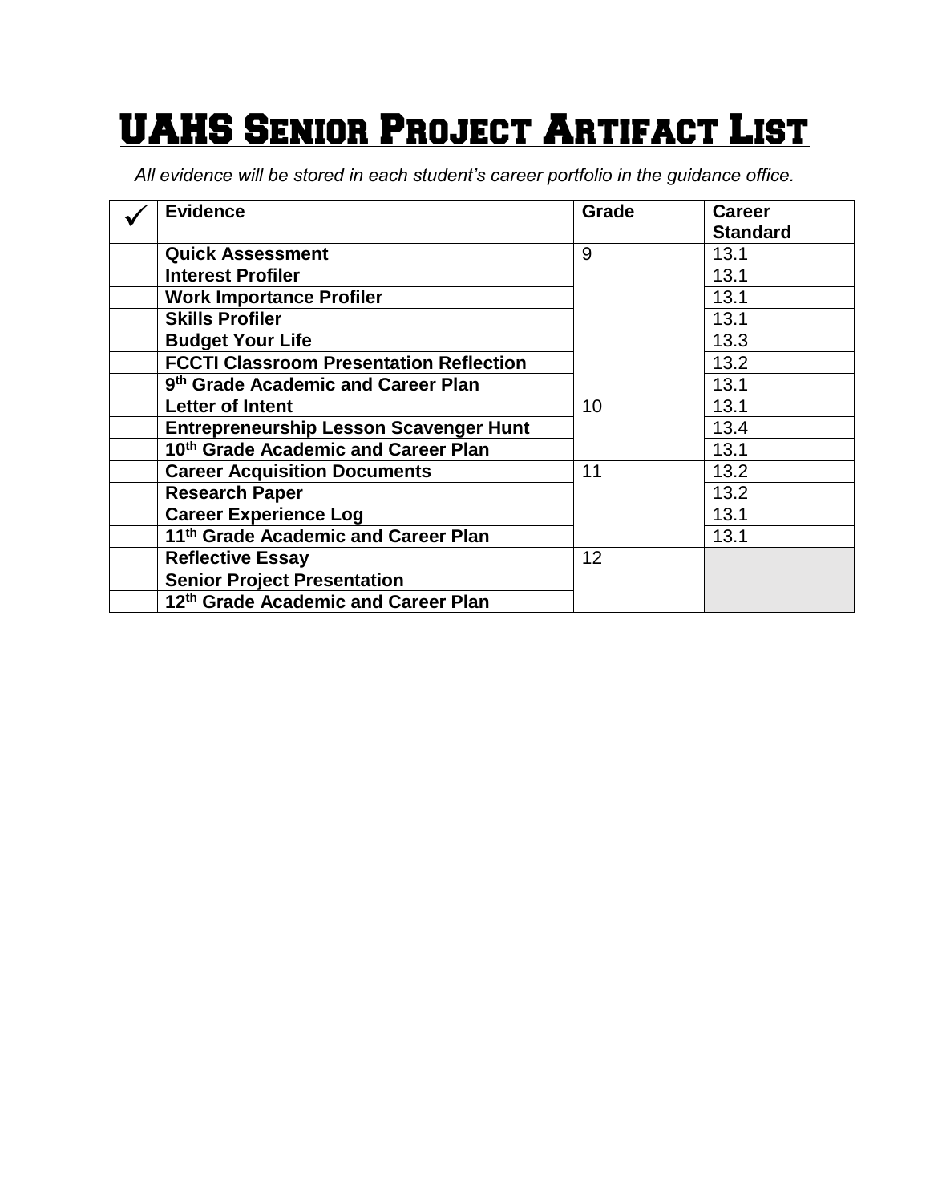# UAHS Senior Project Artifact List

*All evidence will be stored in each student's career portfolio in the guidance office.*

| ✓ | Evidence | Grade | Career Standard |
|---|---|---|---|
| | **Quick Assessment** | 9 | 13.1 |
| | **Interest Profiler** | | 13.1 |
| | **Work Importance Profiler** | | 13.1 |
| | **Skills Profiler** | | 13.1 |
| | **Budget Your Life** | | 13.3 |
| | **FCCTI Classroom Presentation Reflection** | | 13.2 |
| | **9th Grade Academic and Career Plan** | | 13.1 |
| | **Letter of Intent** | 10 | 13.1 |
| | **Entrepreneurship Lesson Scavenger Hunt** | | 13.4 |
| | **10th Grade Academic and Career Plan** | | 13.1 |
| | **Career Acquisition Documents** | 11 | 13.2 |
| | **Research Paper** | | 13.2 |
| | **Career Experience Log** | | 13.1 |
| | **11th Grade Academic and Career Plan** | | 13.1 |
| | **Reflective Essay** | 12 | |
| | **Senior Project Presentation** | | |
| | **12th Grade Academic and Career Plan** | | |